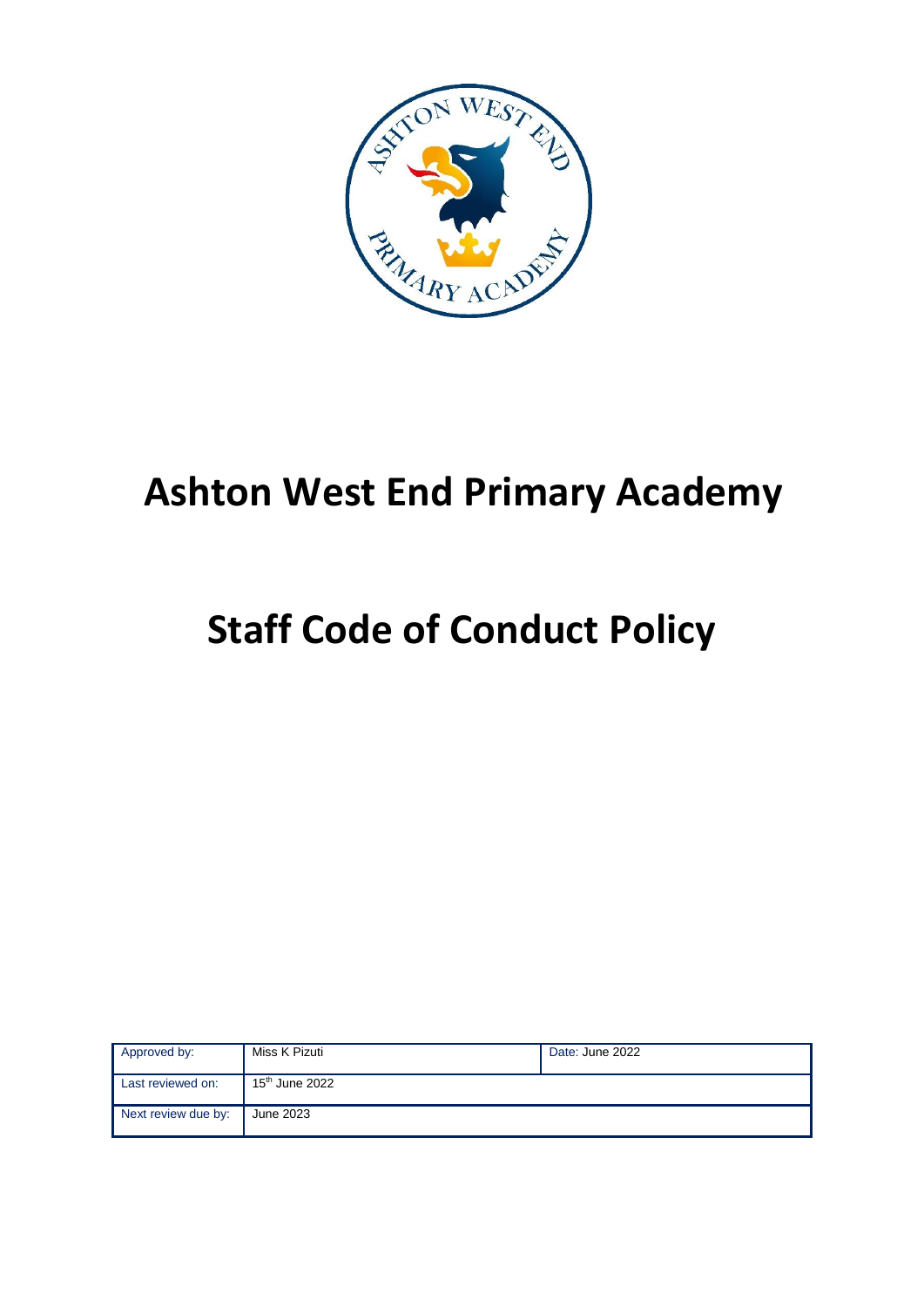# Ashton West End Primary Academy

# Staff Code of Conduct Policy

| Approved by: | Miss K Pizuti | Date: June 2022 |
| --- | --- | --- |
| Last reviewed on: | 15th June 2022 | |
| Next review due by: | June 2023 | |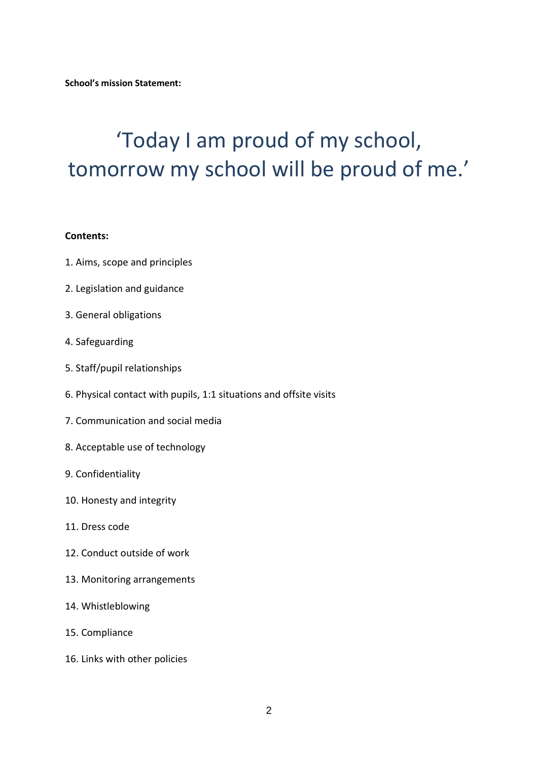**School's mission Statement:**

# 'Today I am proud of my school, tomorrow my school will be proud of me.'

**Contents:**

1. Aims, scope and principles
2. Legislation and guidance
3. General obligations
4. Safeguarding
5. Staff/pupil relationships
6. Physical contact with pupils, 1:1 situations and offsite visits
7. Communication and social media
8. Acceptable use of technology
9. Confidentiality
10. Honesty and integrity
11. Dress code
12. Conduct outside of work
13. Monitoring arrangements
14. Whistleblowing
15. Compliance
16. Links with other policies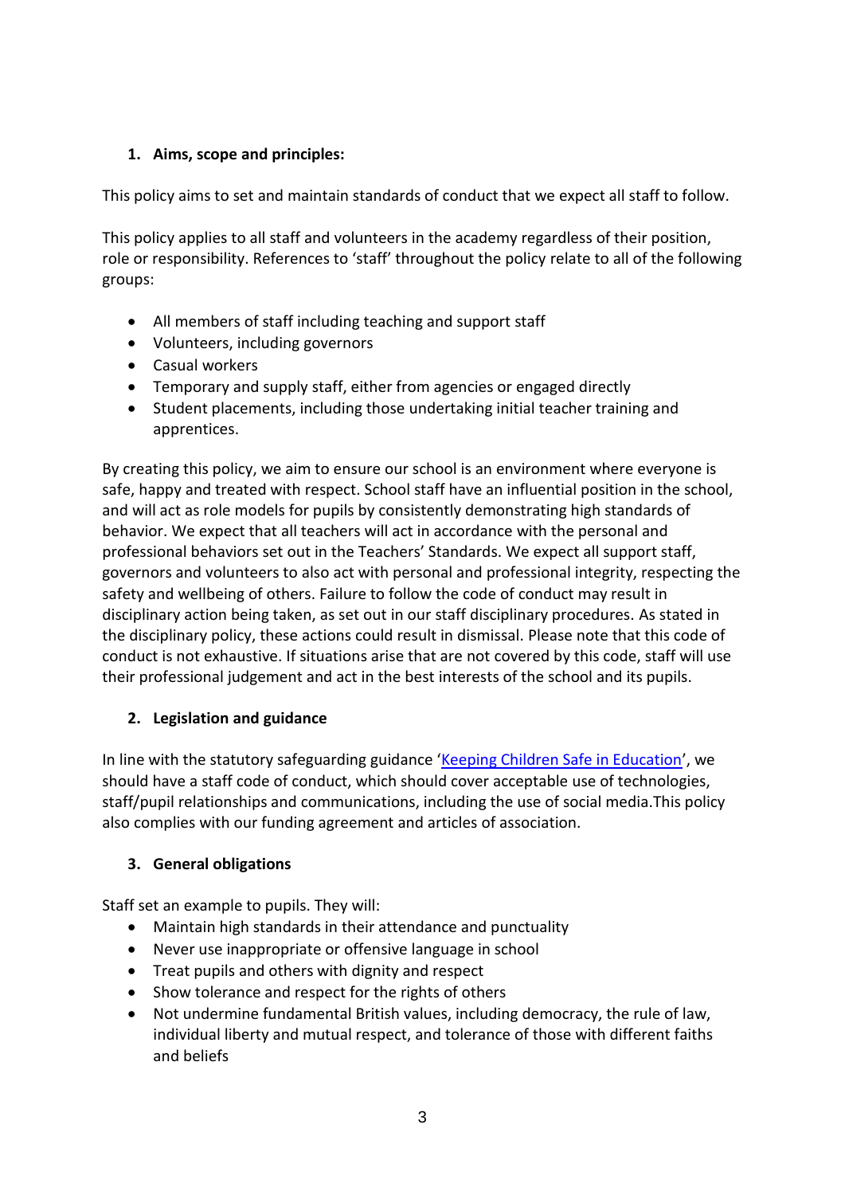## 1. Aims, scope and principles:

This policy aims to set and maintain standards of conduct that we expect all staff to follow.

This policy applies to all staff and volunteers in the academy regardless of their position, role or responsibility. References to 'staff' throughout the policy relate to all of the following groups:

- All members of staff including teaching and support staff
- Volunteers, including governors
- Casual workers
- Temporary and supply staff, either from agencies or engaged directly
- Student placements, including those undertaking initial teacher training and apprentices.

By creating this policy, we aim to ensure our school is an environment where everyone is safe, happy and treated with respect. School staff have an influential position in the school, and will act as role models for pupils by consistently demonstrating high standards of behavior. We expect that all teachers will act in accordance with the personal and professional behaviors set out in the Teachers' Standards. We expect all support staff, governors and volunteers to also act with personal and professional integrity, respecting the safety and wellbeing of others. Failure to follow the code of conduct may result in disciplinary action being taken, as set out in our staff disciplinary procedures. As stated in the disciplinary policy, these actions could result in dismissal. Please note that this code of conduct is not exhaustive. If situations arise that are not covered by this code, staff will use their professional judgement and act in the best interests of the school and its pupils.

## 2. Legislation and guidance

In line with the statutory safeguarding guidance 'Keeping Children Safe in Education', we should have a staff code of conduct, which should cover acceptable use of technologies, staff/pupil relationships and communications, including the use of social media.This policy also complies with our funding agreement and articles of association.

## 3. General obligations

Staff set an example to pupils. They will:

- Maintain high standards in their attendance and punctuality
- Never use inappropriate or offensive language in school
- Treat pupils and others with dignity and respect
- Show tolerance and respect for the rights of others
- Not undermine fundamental British values, including democracy, the rule of law, individual liberty and mutual respect, and tolerance of those with different faiths and beliefs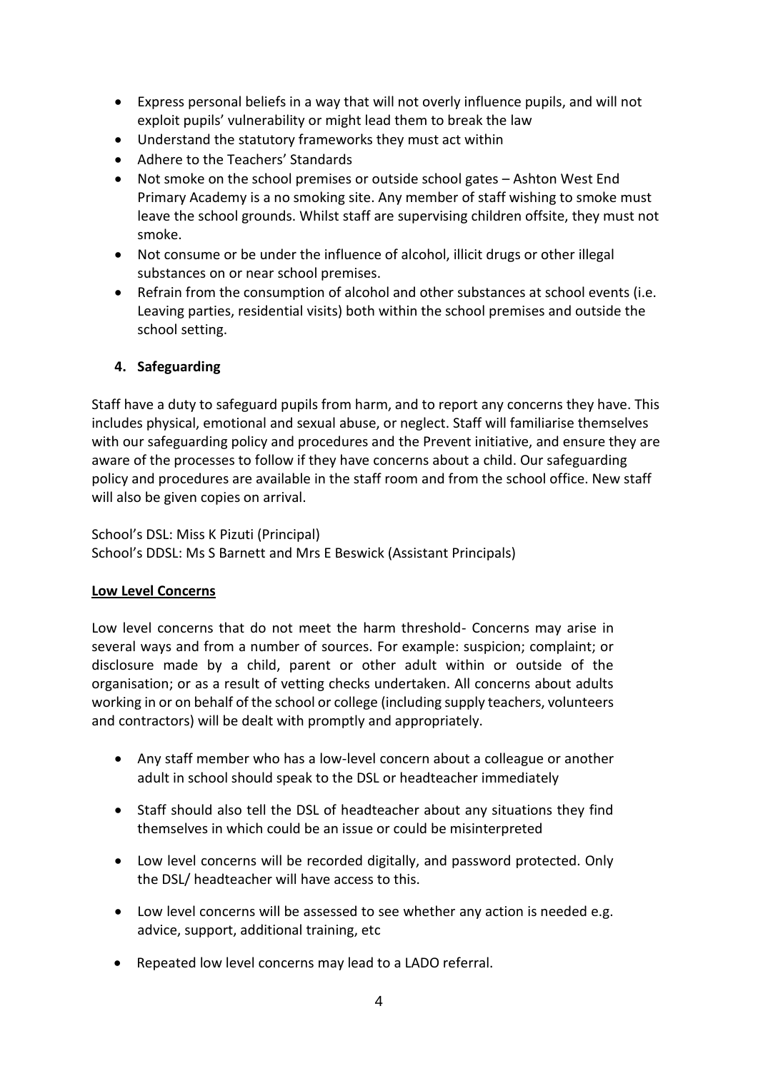- Express personal beliefs in a way that will not overly influence pupils, and will not exploit pupils' vulnerability or might lead them to break the law
- Understand the statutory frameworks they must act within
- Adhere to the Teachers' Standards
- Not smoke on the school premises or outside school gates – Ashton West End Primary Academy is a no smoking site. Any member of staff wishing to smoke must leave the school grounds. Whilst staff are supervising children offsite, they must not smoke.
- Not consume or be under the influence of alcohol, illicit drugs or other illegal substances on or near school premises.
- Refrain from the consumption of alcohol and other substances at school events (i.e. Leaving parties, residential visits) both within the school premises and outside the school setting.

## 4. Safeguarding

Staff have a duty to safeguard pupils from harm, and to report any concerns they have. This includes physical, emotional and sexual abuse, or neglect. Staff will familiarise themselves with our safeguarding policy and procedures and the Prevent initiative, and ensure they are aware of the processes to follow if they have concerns about a child. Our safeguarding policy and procedures are available in the staff room and from the school office. New staff will also be given copies on arrival.

School's DSL: Miss K Pizuti (Principal)
School's DDSL: Ms S Barnett and Mrs E Beswick (Assistant Principals)

**Low Level Concerns**

Low level concerns that do not meet the harm threshold- Concerns may arise in several ways and from a number of sources. For example: suspicion; complaint; or disclosure made by a child, parent or other adult within or outside of the organisation; or as a result of vetting checks undertaken. All concerns about adults working in or on behalf of the school or college (including supply teachers, volunteers and contractors) will be dealt with promptly and appropriately.

- Any staff member who has a low-level concern about a colleague or another adult in school should speak to the DSL or headteacher immediately
- Staff should also tell the DSL of headteacher about any situations they find themselves in which could be an issue or could be misinterpreted
- Low level concerns will be recorded digitally, and password protected. Only the DSL/ headteacher will have access to this.
- Low level concerns will be assessed to see whether any action is needed e.g. advice, support, additional training, etc
- Repeated low level concerns may lead to a LADO referral.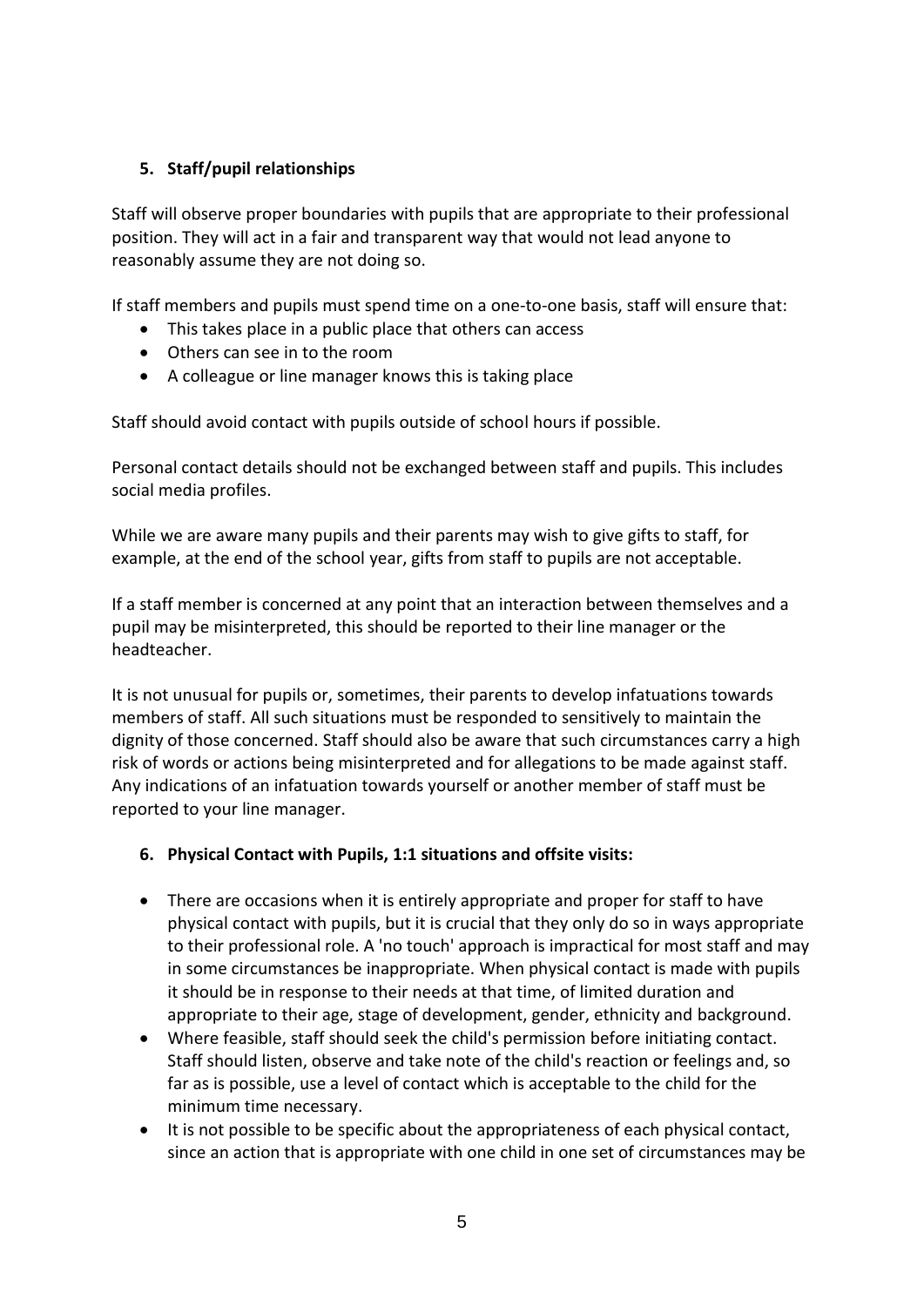## 5. Staff/pupil relationships

Staff will observe proper boundaries with pupils that are appropriate to their professional position. They will act in a fair and transparent way that would not lead anyone to reasonably assume they are not doing so.

If staff members and pupils must spend time on a one-to-one basis, staff will ensure that:

- This takes place in a public place that others can access
- Others can see in to the room
- A colleague or line manager knows this is taking place

Staff should avoid contact with pupils outside of school hours if possible.

Personal contact details should not be exchanged between staff and pupils. This includes social media profiles.

While we are aware many pupils and their parents may wish to give gifts to staff, for example, at the end of the school year, gifts from staff to pupils are not acceptable.

If a staff member is concerned at any point that an interaction between themselves and a pupil may be misinterpreted, this should be reported to their line manager or the headteacher.

It is not unusual for pupils or, sometimes, their parents to develop infatuations towards members of staff. All such situations must be responded to sensitively to maintain the dignity of those concerned. Staff should also be aware that such circumstances carry a high risk of words or actions being misinterpreted and for allegations to be made against staff. Any indications of an infatuation towards yourself or another member of staff must be reported to your line manager.

## 6. Physical Contact with Pupils, 1:1 situations and offsite visits:

- There are occasions when it is entirely appropriate and proper for staff to have physical contact with pupils, but it is crucial that they only do so in ways appropriate to their professional role. A 'no touch' approach is impractical for most staff and may in some circumstances be inappropriate. When physical contact is made with pupils it should be in response to their needs at that time, of limited duration and appropriate to their age, stage of development, gender, ethnicity and background.
- Where feasible, staff should seek the child's permission before initiating contact. Staff should listen, observe and take note of the child's reaction or feelings and, so far as is possible, use a level of contact which is acceptable to the child for the minimum time necessary.
- It is not possible to be specific about the appropriateness of each physical contact, since an action that is appropriate with one child in one set of circumstances may be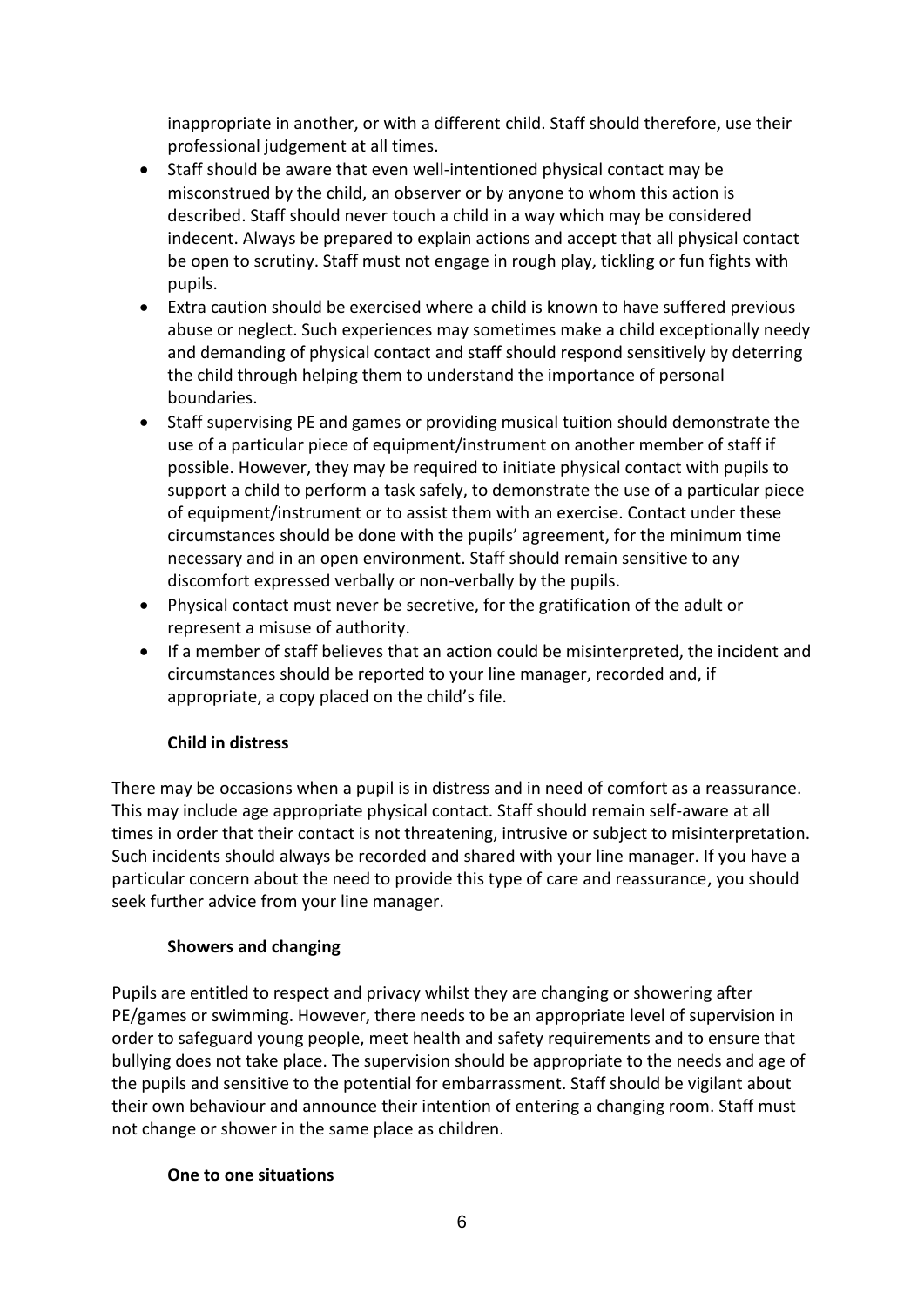inappropriate in another, or with a different child. Staff should therefore, use their professional judgement at all times.

- Staff should be aware that even well-intentioned physical contact may be misconstrued by the child, an observer or by anyone to whom this action is described. Staff should never touch a child in a way which may be considered indecent. Always be prepared to explain actions and accept that all physical contact be open to scrutiny. Staff must not engage in rough play, tickling or fun fights with pupils.
- Extra caution should be exercised where a child is known to have suffered previous abuse or neglect. Such experiences may sometimes make a child exceptionally needy and demanding of physical contact and staff should respond sensitively by deterring the child through helping them to understand the importance of personal boundaries.
- Staff supervising PE and games or providing musical tuition should demonstrate the use of a particular piece of equipment/instrument on another member of staff if possible. However, they may be required to initiate physical contact with pupils to support a child to perform a task safely, to demonstrate the use of a particular piece of equipment/instrument or to assist them with an exercise. Contact under these circumstances should be done with the pupils' agreement, for the minimum time necessary and in an open environment. Staff should remain sensitive to any discomfort expressed verbally or non-verbally by the pupils.
- Physical contact must never be secretive, for the gratification of the adult or represent a misuse of authority.
- If a member of staff believes that an action could be misinterpreted, the incident and circumstances should be reported to your line manager, recorded and, if appropriate, a copy placed on the child's file.

**Child in distress**

There may be occasions when a pupil is in distress and in need of comfort as a reassurance. This may include age appropriate physical contact. Staff should remain self-aware at all times in order that their contact is not threatening, intrusive or subject to misinterpretation. Such incidents should always be recorded and shared with your line manager. If you have a particular concern about the need to provide this type of care and reassurance, you should seek further advice from your line manager.

**Showers and changing**

Pupils are entitled to respect and privacy whilst they are changing or showering after PE/games or swimming. However, there needs to be an appropriate level of supervision in order to safeguard young people, meet health and safety requirements and to ensure that bullying does not take place. The supervision should be appropriate to the needs and age of the pupils and sensitive to the potential for embarrassment. Staff should be vigilant about their own behaviour and announce their intention of entering a changing room. Staff must not change or shower in the same place as children.

**One to one situations**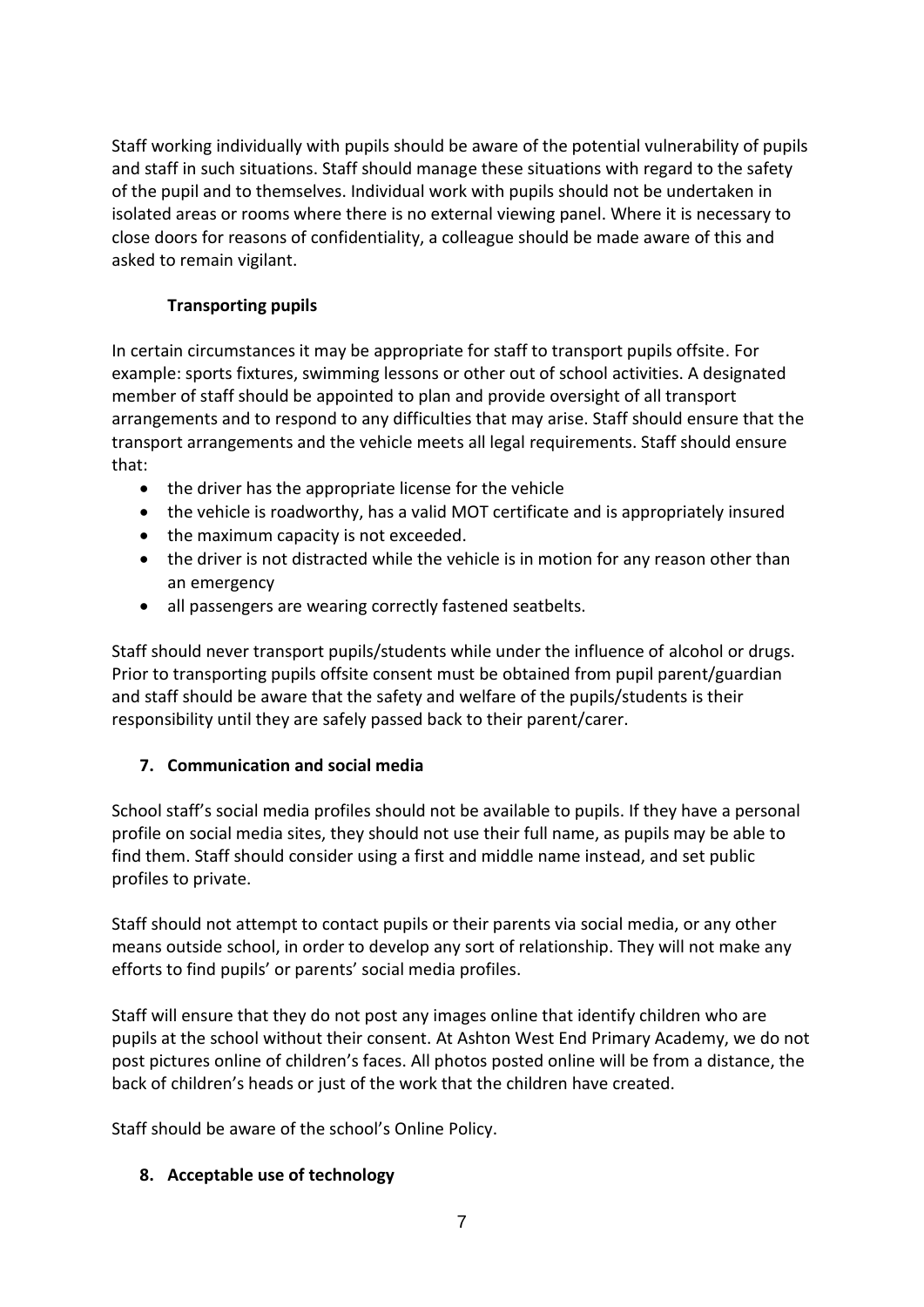Staff working individually with pupils should be aware of the potential vulnerability of pupils and staff in such situations. Staff should manage these situations with regard to the safety of the pupil and to themselves. Individual work with pupils should not be undertaken in isolated areas or rooms where there is no external viewing panel. Where it is necessary to close doors for reasons of confidentiality, a colleague should be made aware of this and asked to remain vigilant.

**Transporting pupils**

In certain circumstances it may be appropriate for staff to transport pupils offsite. For example: sports fixtures, swimming lessons or other out of school activities. A designated member of staff should be appointed to plan and provide oversight of all transport arrangements and to respond to any difficulties that may arise. Staff should ensure that the transport arrangements and the vehicle meets all legal requirements. Staff should ensure that:

- the driver has the appropriate license for the vehicle
- the vehicle is roadworthy, has a valid MOT certificate and is appropriately insured
- the maximum capacity is not exceeded.
- the driver is not distracted while the vehicle is in motion for any reason other than an emergency
- all passengers are wearing correctly fastened seatbelts.

Staff should never transport pupils/students while under the influence of alcohol or drugs. Prior to transporting pupils offsite consent must be obtained from pupil parent/guardian and staff should be aware that the safety and welfare of the pupils/students is their responsibility until they are safely passed back to their parent/carer.

## 7. Communication and social media

School staff's social media profiles should not be available to pupils. If they have a personal profile on social media sites, they should not use their full name, as pupils may be able to find them. Staff should consider using a first and middle name instead, and set public profiles to private.

Staff should not attempt to contact pupils or their parents via social media, or any other means outside school, in order to develop any sort of relationship. They will not make any efforts to find pupils' or parents' social media profiles.

Staff will ensure that they do not post any images online that identify children who are pupils at the school without their consent. At Ashton West End Primary Academy, we do not post pictures online of children's faces. All photos posted online will be from a distance, the back of children's heads or just of the work that the children have created.

Staff should be aware of the school's Online Policy.

## 8. Acceptable use of technology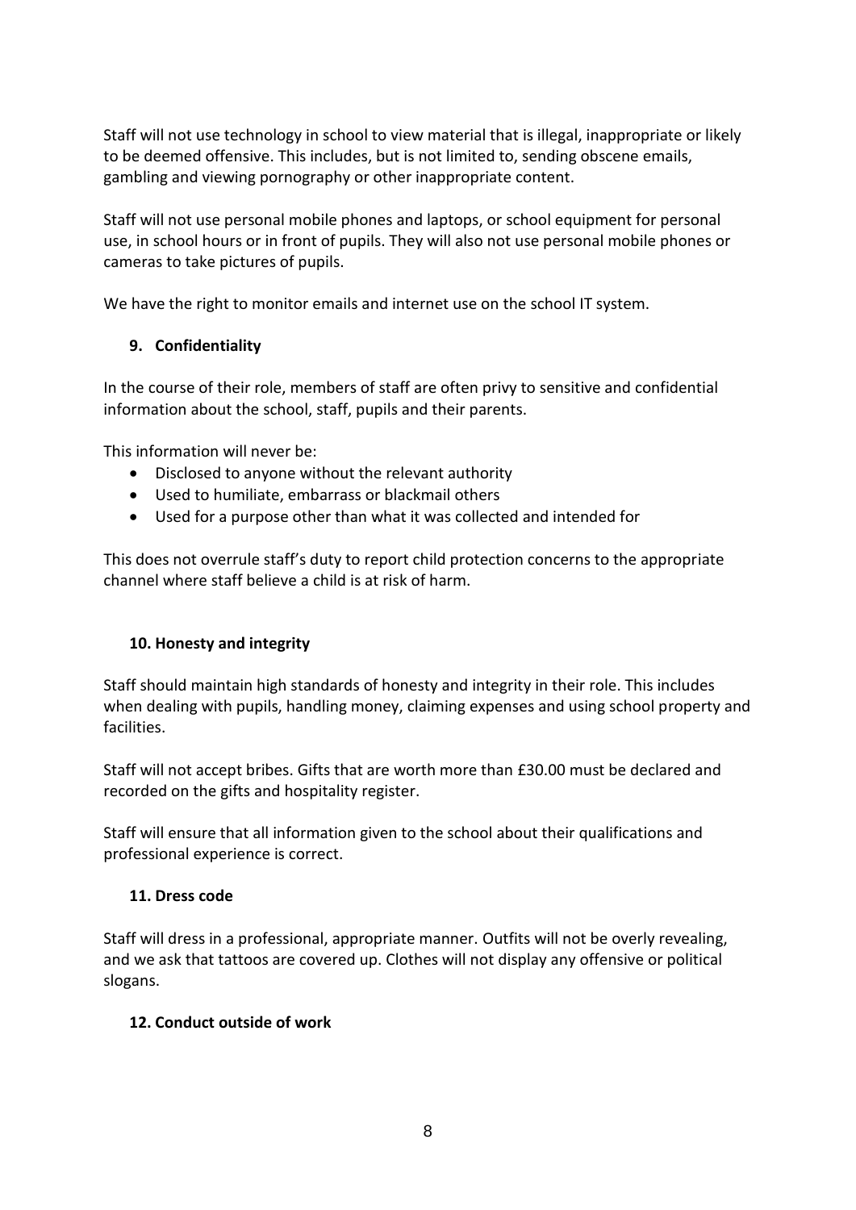Staff will not use technology in school to view material that is illegal, inappropriate or likely to be deemed offensive. This includes, but is not limited to, sending obscene emails, gambling and viewing pornography or other inappropriate content.

Staff will not use personal mobile phones and laptops, or school equipment for personal use, in school hours or in front of pupils. They will also not use personal mobile phones or cameras to take pictures of pupils.

We have the right to monitor emails and internet use on the school IT system.

### 9. Confidentiality

In the course of their role, members of staff are often privy to sensitive and confidential information about the school, staff, pupils and their parents.

This information will never be:

- Disclosed to anyone without the relevant authority
- Used to humiliate, embarrass or blackmail others
- Used for a purpose other than what it was collected and intended for

This does not overrule staff's duty to report child protection concerns to the appropriate channel where staff believe a child is at risk of harm.

### 10. Honesty and integrity

Staff should maintain high standards of honesty and integrity in their role. This includes when dealing with pupils, handling money, claiming expenses and using school property and facilities.

Staff will not accept bribes. Gifts that are worth more than £30.00 must be declared and recorded on the gifts and hospitality register.

Staff will ensure that all information given to the school about their qualifications and professional experience is correct.

### 11. Dress code

Staff will dress in a professional, appropriate manner. Outfits will not be overly revealing, and we ask that tattoos are covered up. Clothes will not display any offensive or political slogans.

### 12. Conduct outside of work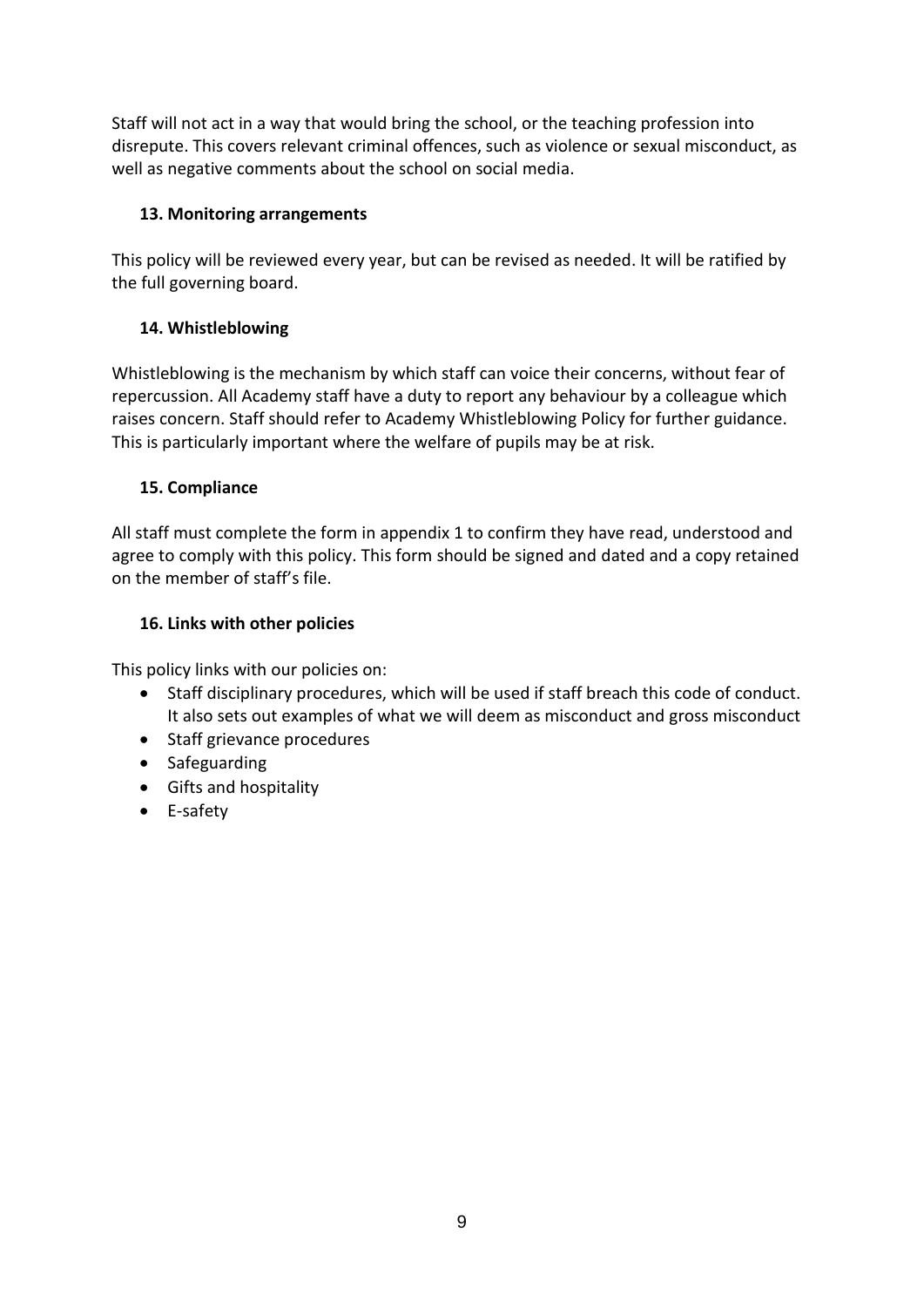Staff will not act in a way that would bring the school, or the teaching profession into disrepute. This covers relevant criminal offences, such as violence or sexual misconduct, as well as negative comments about the school on social media.

### 13. Monitoring arrangements

This policy will be reviewed every year, but can be revised as needed. It will be ratified by the full governing board.

### 14. Whistleblowing

Whistleblowing is the mechanism by which staff can voice their concerns, without fear of repercussion. All Academy staff have a duty to report any behaviour by a colleague which raises concern. Staff should refer to Academy Whistleblowing Policy for further guidance. This is particularly important where the welfare of pupils may be at risk.

### 15. Compliance

All staff must complete the form in appendix 1 to confirm they have read, understood and agree to comply with this policy. This form should be signed and dated and a copy retained on the member of staff's file.

### 16. Links with other policies

This policy links with our policies on:

- Staff disciplinary procedures, which will be used if staff breach this code of conduct. It also sets out examples of what we will deem as misconduct and gross misconduct
- Staff grievance procedures
- Safeguarding
- Gifts and hospitality
- E-safety